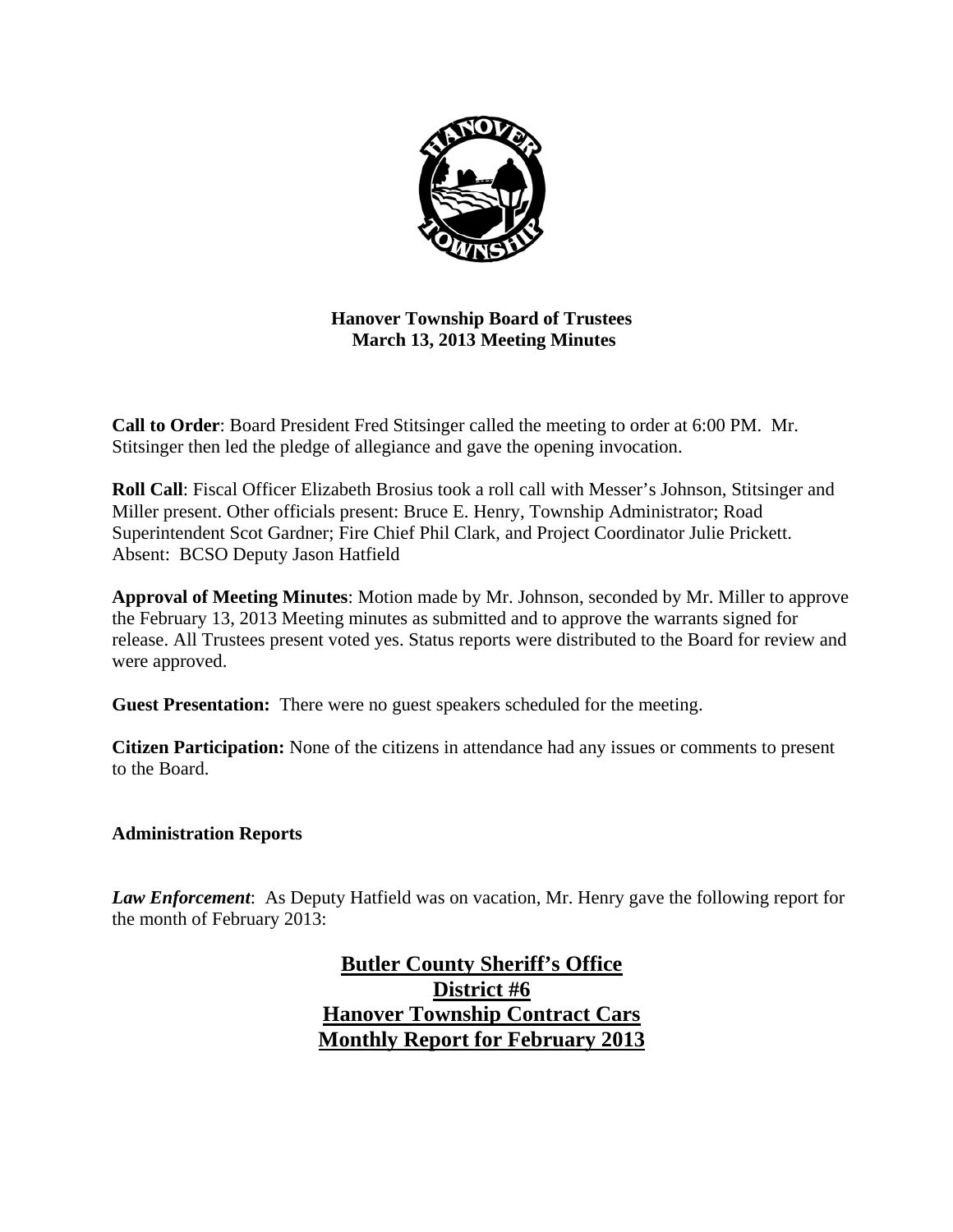**Hanover Township Board of Trustees**
**March 13, 2013 Meeting Minutes**

**Call to Order**: Board President Fred Stitsinger called the meeting to order at 6:00 PM. Mr. Stitsinger then led the pledge of allegiance and gave the opening invocation.

**Roll Call**: Fiscal Officer Elizabeth Brosius took a roll call with Messer's Johnson, Stitsinger and Miller present. Other officials present: Bruce E. Henry, Township Administrator; Road Superintendent Scot Gardner; Fire Chief Phil Clark, and Project Coordinator Julie Prickett. Absent: BCSO Deputy Jason Hatfield

**Approval of Meeting Minutes**: Motion made by Mr. Johnson, seconded by Mr. Miller to approve the February 13, 2013 Meeting minutes as submitted and to approve the warrants signed for release. All Trustees present voted yes. Status reports were distributed to the Board for review and were approved.

**Guest Presentation:** There were no guest speakers scheduled for the meeting.

**Citizen Participation:** None of the citizens in attendance had any issues or comments to present to the Board.

**Administration Reports**

***Law Enforcement***: As Deputy Hatfield was on vacation, Mr. Henry gave the following report for the month of February 2013:

**Butler County Sheriff's Office**
**District #6**
**Hanover Township Contract Cars**
**Monthly Report for February 2013**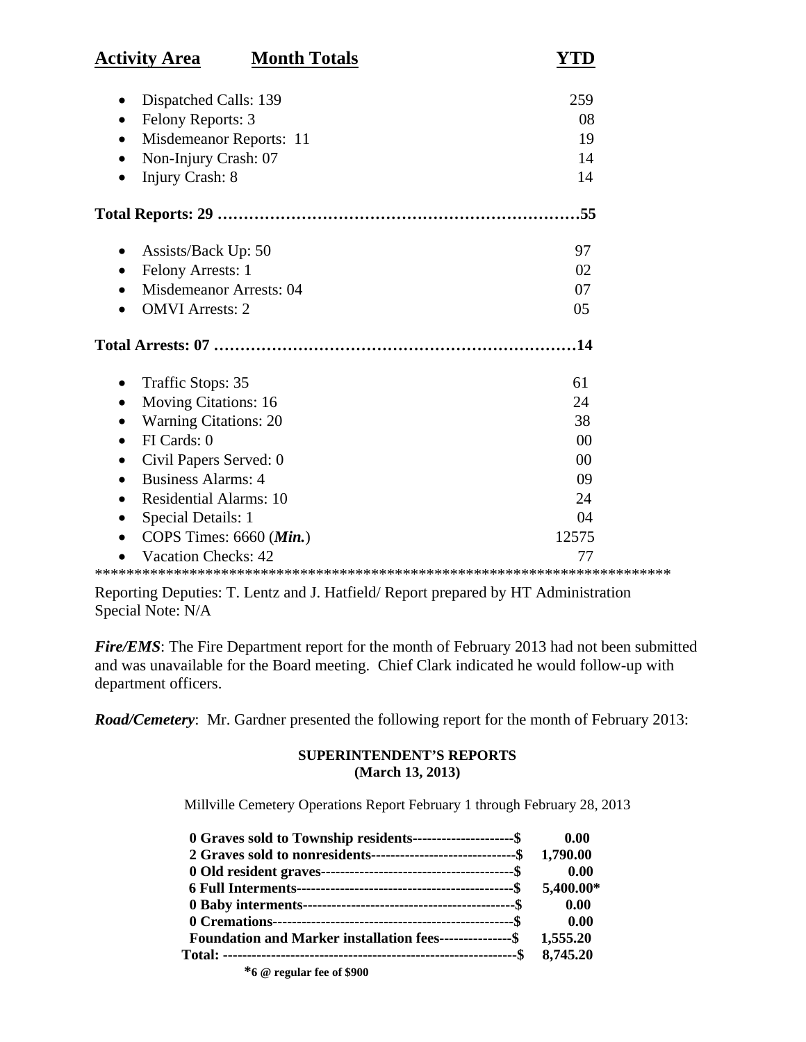| Activity Area | Month Totals | YTD |
|---|---|---|
| • Dispatched Calls: 139 | | 259 |
| • Felony Reports: 3 | | 08 |
| • Misdemeanor Reports: 11 | | 19 |
| • Non-Injury Crash: 07 | | 14 |
| • Injury Crash: 8 | | 14 |
| **Total Reports: 29** | | **55** |
| • Assists/Back Up: 50 | | 97 |
| • Felony Arrests: 1 | | 02 |
| • Misdemeanor Arrests: 04 | | 07 |
| • OMVI Arrests: 2 | | 05 |
| **Total Arrests: 07** | | **14** |
| • Traffic Stops: 35 | | 61 |
| • Moving Citations: 16 | | 24 |
| • Warning Citations: 20 | | 38 |
| • FI Cards: 0 | | 00 |
| • Civil Papers Served: 0 | | 00 |
| • Business Alarms: 4 | | 09 |
| • Residential Alarms: 10 | | 24 |
| • Special Details: 1 | | 04 |
| • COPS Times: 6660 (***Min.***) | | 12575 |
| • Vacation Checks: 42 | | 77 |

***************************************************************************

Reporting Deputies: T. Lentz and J. Hatfield/ Report prepared by HT Administration
Special Note: N/A

***Fire/EMS***: The Fire Department report for the month of February 2013 had not been submitted and was unavailable for the Board meeting. Chief Clark indicated he would follow-up with department officers.

***Road/Cemetery***: Mr. Gardner presented the following report for the month of February 2013:

**SUPERINTENDENT'S REPORTS**
**(March 13, 2013)**

Millville Cemetery Operations Report February 1 through February 28, 2013

| | |
|---|---|
| **0 Graves sold to Township residents---------------------$** | **0.00** |
| **2 Graves sold to nonresidents------------------------------$** | **1,790.00** |
| **0 Old resident graves---------------------------------------$** | **0.00** |
| **6 Full Interments--------------------------------------------$** | **5,400.00*** |
| **0 Baby interments-------------------------------------------$** | **0.00** |
| **0 Cremations-------------------------------------------------$** | **0.00** |
| **Foundation and Marker installation fees---------------$** | **1,555.20** |
| **Total: ------------------------------------------------------------$** | **8,745.20** |

***6 @ regular fee of $900**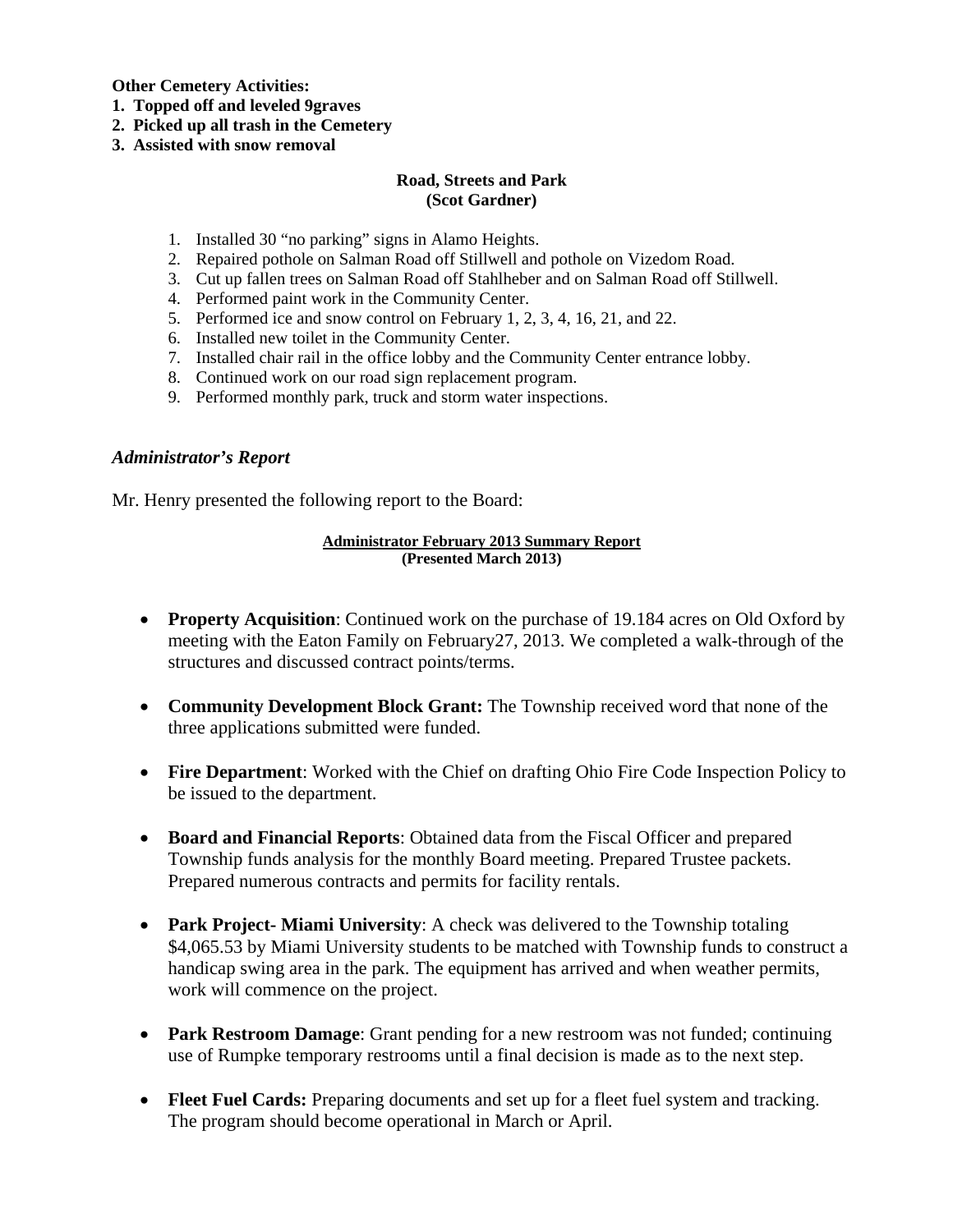**Other Cemetery Activities:**
1. **Topped off and leveled 9graves**
2. **Picked up all trash in the Cemetery**
3. **Assisted with snow removal**

**Road, Streets and Park**
**(Scot Gardner)**

1. Installed 30 "no parking" signs in Alamo Heights.
2. Repaired pothole on Salman Road off Stillwell and pothole on Vizedom Road.
3. Cut up fallen trees on Salman Road off Stahlheber and on Salman Road off Stillwell.
4. Performed paint work in the Community Center.
5. Performed ice and snow control on February 1, 2, 3, 4, 16, 21, and 22.
6. Installed new toilet in the Community Center.
7. Installed chair rail in the office lobby and the Community Center entrance lobby.
8. Continued work on our road sign replacement program.
9. Performed monthly park, truck and storm water inspections.

### *Administrator's Report*

Mr. Henry presented the following report to the Board:

**Administrator February 2013 Summary Report**
**(Presented March 2013)**

- **Property Acquisition**: Continued work on the purchase of 19.184 acres on Old Oxford by meeting with the Eaton Family on February27, 2013. We completed a walk-through of the structures and discussed contract points/terms.
- **Community Development Block Grant:** The Township received word that none of the three applications submitted were funded.
- **Fire Department**: Worked with the Chief on drafting Ohio Fire Code Inspection Policy to be issued to the department.
- **Board and Financial Reports**: Obtained data from the Fiscal Officer and prepared Township funds analysis for the monthly Board meeting. Prepared Trustee packets. Prepared numerous contracts and permits for facility rentals.
- **Park Project- Miami University**: A check was delivered to the Township totaling $4,065.53 by Miami University students to be matched with Township funds to construct a handicap swing area in the park. The equipment has arrived and when weather permits, work will commence on the project.
- **Park Restroom Damage**: Grant pending for a new restroom was not funded; continuing use of Rumpke temporary restrooms until a final decision is made as to the next step.
- **Fleet Fuel Cards:** Preparing documents and set up for a fleet fuel system and tracking. The program should become operational in March or April.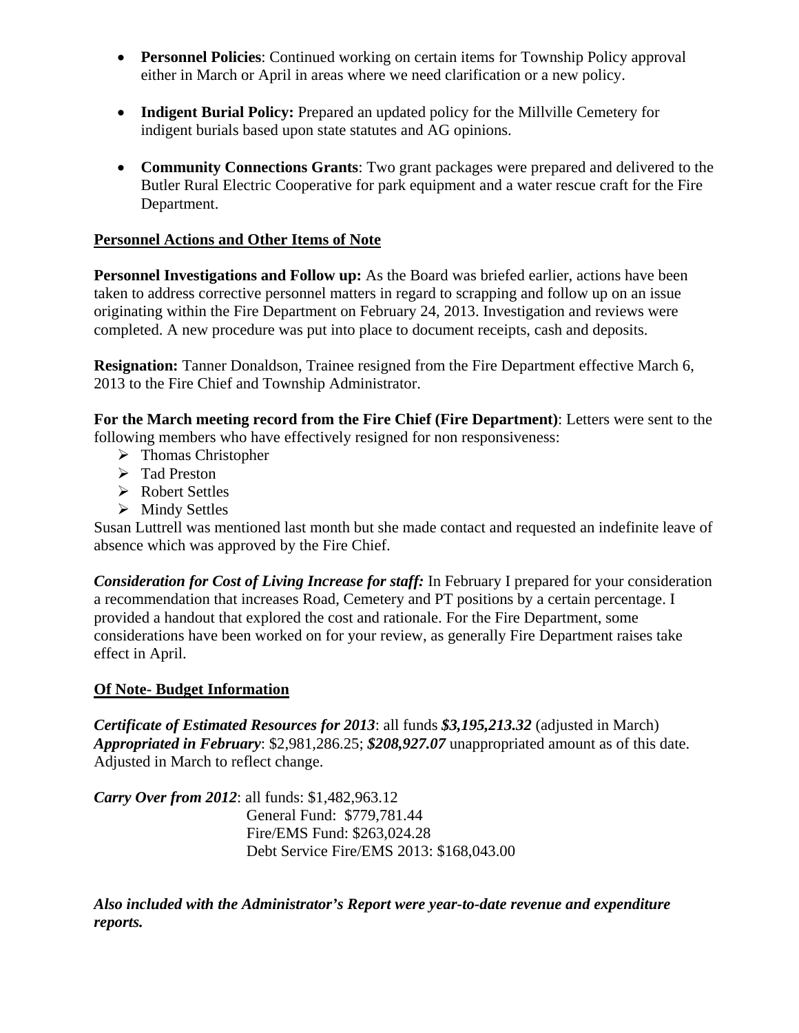- **Personnel Policies**: Continued working on certain items for Township Policy approval either in March or April in areas where we need clarification or a new policy.

- **Indigent Burial Policy:** Prepared an updated policy for the Millville Cemetery for indigent burials based upon state statutes and AG opinions.

- **Community Connections Grants**: Two grant packages were prepared and delivered to the Butler Rural Electric Cooperative for park equipment and a water rescue craft for the Fire Department.

## Personnel Actions and Other Items of Note

**Personnel Investigations and Follow up:** As the Board was briefed earlier, actions have been taken to address corrective personnel matters in regard to scrapping and follow up on an issue originating within the Fire Department on February 24, 2013. Investigation and reviews were completed. A new procedure was put into place to document receipts, cash and deposits.

**Resignation:** Tanner Donaldson, Trainee resigned from the Fire Department effective March 6, 2013 to the Fire Chief and Township Administrator.

**For the March meeting record from the Fire Chief (Fire Department)**: Letters were sent to the following members who have effectively resigned for non responsiveness:

- Thomas Christopher
- Tad Preston
- Robert Settles
- Mindy Settles

Susan Luttrell was mentioned last month but she made contact and requested an indefinite leave of absence which was approved by the Fire Chief.

***Consideration for Cost of Living Increase for staff:*** In February I prepared for your consideration a recommendation that increases Road, Cemetery and PT positions by a certain percentage. I provided a handout that explored the cost and rationale. For the Fire Department, some considerations have been worked on for your review, as generally Fire Department raises take effect in April.

## Of Note- Budget Information

***Certificate of Estimated Resources for 2013***: all funds ***$3,195,213.32*** (adjusted in March)
***Appropriated in February***: $2,981,286.25; ***$208,927.07*** unappropriated amount as of this date. Adjusted in March to reflect change.

***Carry Over from 2012***: all funds: $1,482,963.12
General Fund: $779,781.44
Fire/EMS Fund: $263,024.28
Debt Service Fire/EMS 2013: $168,043.00

***Also included with the Administrator's Report were year-to-date revenue and expenditure reports.***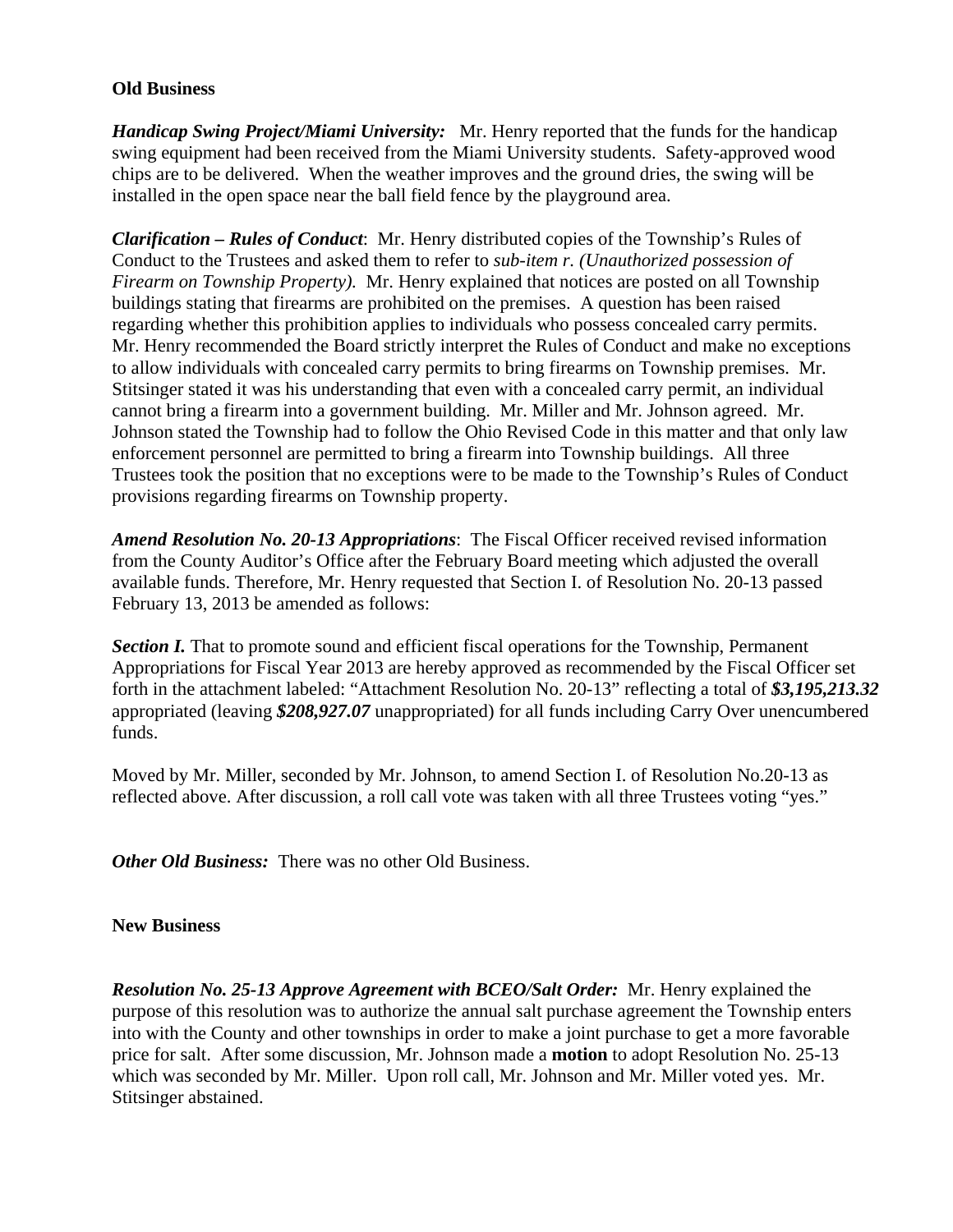**Old Business**

***Handicap Swing Project/Miami University:*** Mr. Henry reported that the funds for the handicap swing equipment had been received from the Miami University students. Safety-approved wood chips are to be delivered. When the weather improves and the ground dries, the swing will be installed in the open space near the ball field fence by the playground area.

***Clarification – Rules of Conduct***: Mr. Henry distributed copies of the Township's Rules of Conduct to the Trustees and asked them to refer to *sub-item r. (Unauthorized possession of Firearm on Township Property).* Mr. Henry explained that notices are posted on all Township buildings stating that firearms are prohibited on the premises. A question has been raised regarding whether this prohibition applies to individuals who possess concealed carry permits. Mr. Henry recommended the Board strictly interpret the Rules of Conduct and make no exceptions to allow individuals with concealed carry permits to bring firearms on Township premises. Mr. Stitsinger stated it was his understanding that even with a concealed carry permit, an individual cannot bring a firearm into a government building. Mr. Miller and Mr. Johnson agreed. Mr. Johnson stated the Township had to follow the Ohio Revised Code in this matter and that only law enforcement personnel are permitted to bring a firearm into Township buildings. All three Trustees took the position that no exceptions were to be made to the Township's Rules of Conduct provisions regarding firearms on Township property.

***Amend Resolution No. 20-13 Appropriations***: The Fiscal Officer received revised information from the County Auditor's Office after the February Board meeting which adjusted the overall available funds. Therefore, Mr. Henry requested that Section I. of Resolution No. 20-13 passed February 13, 2013 be amended as follows:

***Section I.*** That to promote sound and efficient fiscal operations for the Township, Permanent Appropriations for Fiscal Year 2013 are hereby approved as recommended by the Fiscal Officer set forth in the attachment labeled: "Attachment Resolution No. 20-13" reflecting a total of ***$3,195,213.32*** appropriated (leaving ***$208,927.07*** unappropriated) for all funds including Carry Over unencumbered funds.

Moved by Mr. Miller, seconded by Mr. Johnson, to amend Section I. of Resolution No.20-13 as reflected above. After discussion, a roll call vote was taken with all three Trustees voting "yes."

***Other Old Business:*** There was no other Old Business.

**New Business**

***Resolution No. 25-13 Approve Agreement with BCEO/Salt Order:*** Mr. Henry explained the purpose of this resolution was to authorize the annual salt purchase agreement the Township enters into with the County and other townships in order to make a joint purchase to get a more favorable price for salt. After some discussion, Mr. Johnson made a **motion** to adopt Resolution No. 25-13 which was seconded by Mr. Miller. Upon roll call, Mr. Johnson and Mr. Miller voted yes. Mr. Stitsinger abstained.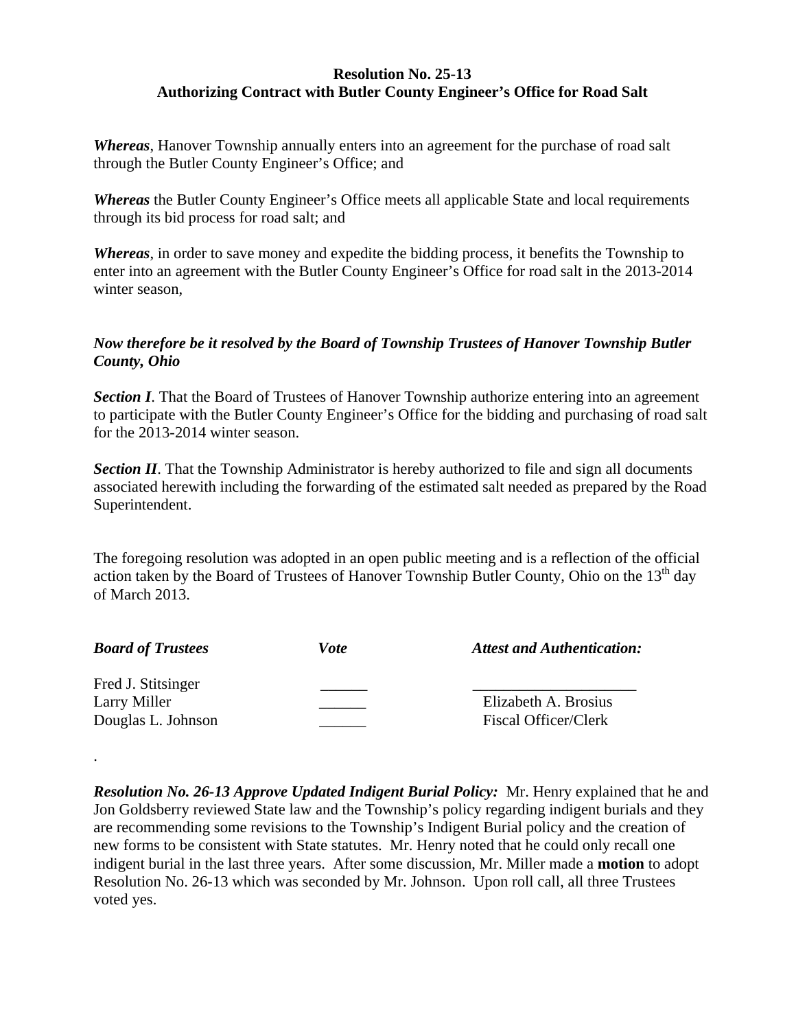**Resolution No. 25-13**
**Authorizing Contract with Butler County Engineer's Office for Road Salt**

***Whereas***, Hanover Township annually enters into an agreement for the purchase of road salt through the Butler County Engineer's Office; and

***Whereas*** the Butler County Engineer's Office meets all applicable State and local requirements through its bid process for road salt; and

***Whereas***, in order to save money and expedite the bidding process, it benefits the Township to enter into an agreement with the Butler County Engineer's Office for road salt in the 2013-2014 winter season,

***Now therefore be it resolved by the Board of Township Trustees of Hanover Township Butler County, Ohio***

***Section I***. That the Board of Trustees of Hanover Township authorize entering into an agreement to participate with the Butler County Engineer's Office for the bidding and purchasing of road salt for the 2013-2014 winter season.

***Section II***. That the Township Administrator is hereby authorized to file and sign all documents associated herewith including the forwarding of the estimated salt needed as prepared by the Road Superintendent.

The foregoing resolution was adopted in an open public meeting and is a reflection of the official action taken by the Board of Trustees of Hanover Township Butler County, Ohio on the 13th day of March 2013.

| ***Board of Trustees*** | ***Vote*** | ***Attest and Authentication:*** |
|---|---|---|
| Fred J. Stitsinger | ______ | ____________________ |
| Larry Miller | ______ | Elizabeth A. Brosius |
| Douglas L. Johnson | ______ | Fiscal Officer/Clerk |

.

***Resolution No. 26-13 Approve Updated Indigent Burial Policy:*** Mr. Henry explained that he and Jon Goldsberry reviewed State law and the Township's policy regarding indigent burials and they are recommending some revisions to the Township's Indigent Burial policy and the creation of new forms to be consistent with State statutes. Mr. Henry noted that he could only recall one indigent burial in the last three years. After some discussion, Mr. Miller made a **motion** to adopt Resolution No. 26-13 which was seconded by Mr. Johnson. Upon roll call, all three Trustees voted yes.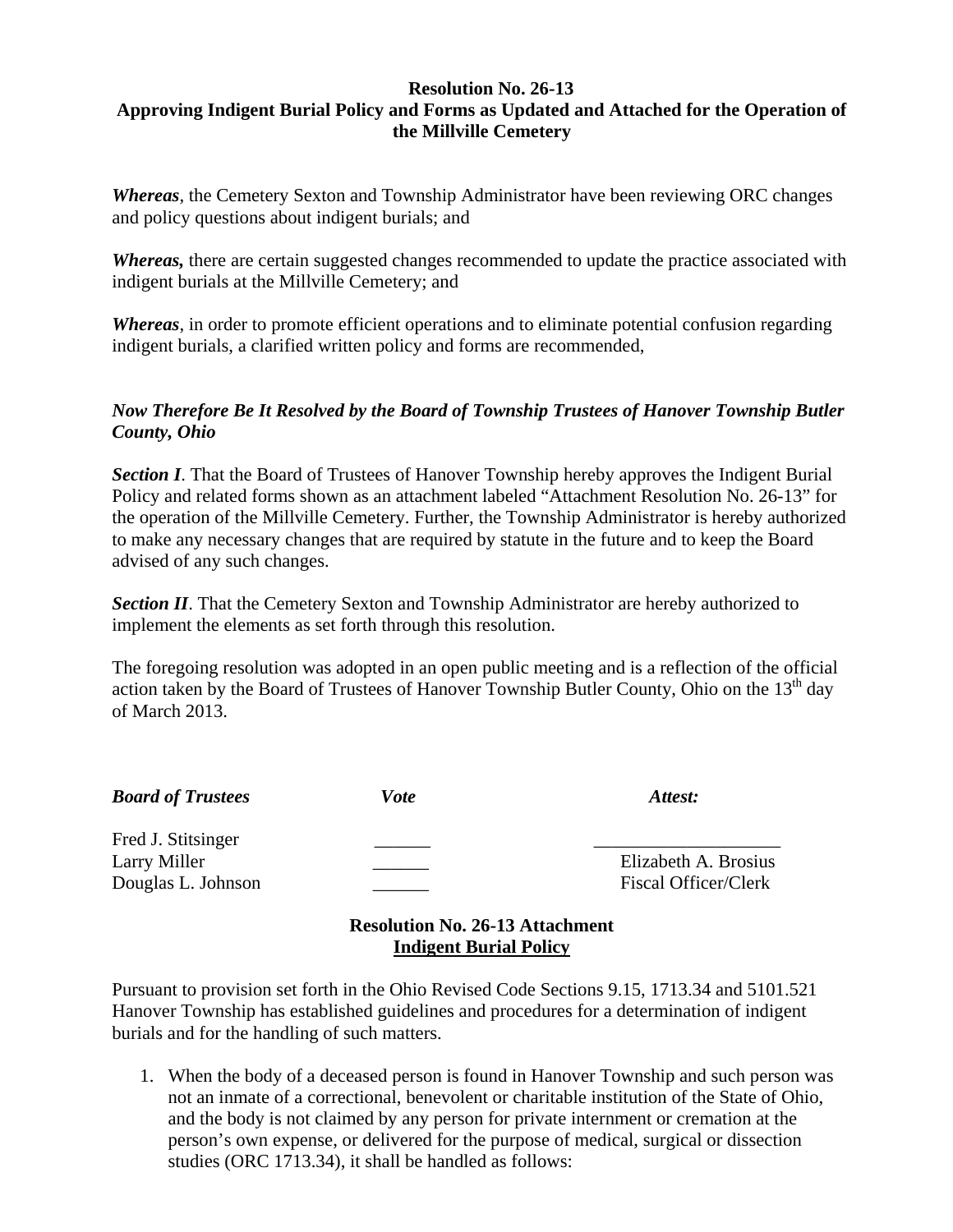**Resolution No. 26-13**
**Approving Indigent Burial Policy and Forms as Updated and Attached for the Operation of the Millville Cemetery**

***Whereas***, the Cemetery Sexton and Township Administrator have been reviewing ORC changes and policy questions about indigent burials; and

***Whereas,*** there are certain suggested changes recommended to update the practice associated with indigent burials at the Millville Cemetery; and

***Whereas***, in order to promote efficient operations and to eliminate potential confusion regarding indigent burials, a clarified written policy and forms are recommended,

***Now Therefore Be It Resolved by the Board of Township Trustees of Hanover Township Butler County, Ohio***

***Section I***. That the Board of Trustees of Hanover Township hereby approves the Indigent Burial Policy and related forms shown as an attachment labeled "Attachment Resolution No. 26-13" for the operation of the Millville Cemetery. Further, the Township Administrator is hereby authorized to make any necessary changes that are required by statute in the future and to keep the Board advised of any such changes.

***Section II***. That the Cemetery Sexton and Township Administrator are hereby authorized to implement the elements as set forth through this resolution.

The foregoing resolution was adopted in an open public meeting and is a reflection of the official action taken by the Board of Trustees of Hanover Township Butler County, Ohio on the 13th day of March 2013.

| ***Board of Trustees*** | ***Vote*** | ***Attest:*** |
|---|---|---|
| Fred J. Stitsinger | ______ | ____________________ |
| Larry Miller | ______ | Elizabeth A. Brosius |
| Douglas L. Johnson | ______ | Fiscal Officer/Clerk |

**Resolution No. 26-13 Attachment**
**Indigent Burial Policy**

Pursuant to provision set forth in the Ohio Revised Code Sections 9.15, 1713.34 and 5101.521 Hanover Township has established guidelines and procedures for a determination of indigent burials and for the handling of such matters.

1. When the body of a deceased person is found in Hanover Township and such person was not an inmate of a correctional, benevolent or charitable institution of the State of Ohio, and the body is not claimed by any person for private internment or cremation at the person's own expense, or delivered for the purpose of medical, surgical or dissection studies (ORC 1713.34), it shall be handled as follows: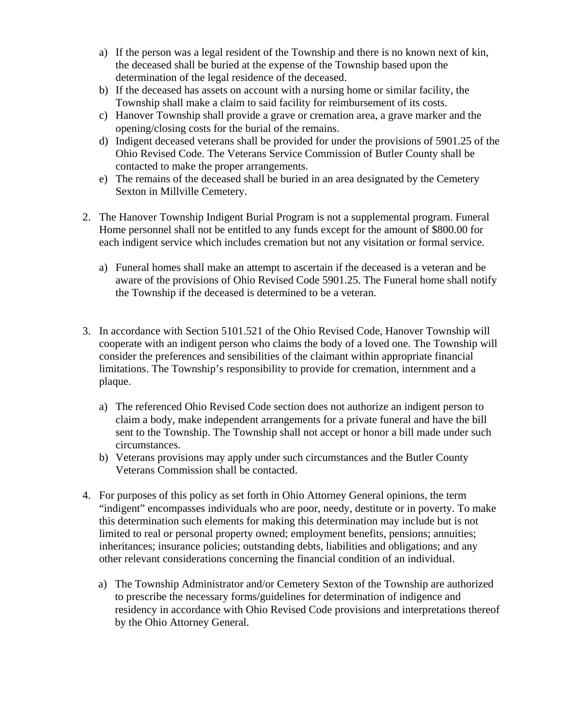a) If the person was a legal resident of the Township and there is no known next of kin, the deceased shall be buried at the expense of the Township based upon the determination of the legal residence of the deceased.
   b) If the deceased has assets on account with a nursing home or similar facility, the Township shall make a claim to said facility for reimbursement of its costs.
   c) Hanover Township shall provide a grave or cremation area, a grave marker and the opening/closing costs for the burial of the remains.
   d) Indigent deceased veterans shall be provided for under the provisions of 5901.25 of the Ohio Revised Code. The Veterans Service Commission of Butler County shall be contacted to make the proper arrangements.
   e) The remains of the deceased shall be buried in an area designated by the Cemetery Sexton in Millville Cemetery.

2. The Hanover Township Indigent Burial Program is not a supplemental program. Funeral Home personnel shall not be entitled to any funds except for the amount of $800.00 for each indigent service which includes cremation but not any visitation or formal service.

   a) Funeral homes shall make an attempt to ascertain if the deceased is a veteran and be aware of the provisions of Ohio Revised Code 5901.25. The Funeral home shall notify the Township if the deceased is determined to be a veteran.

3. In accordance with Section 5101.521 of the Ohio Revised Code, Hanover Township will cooperate with an indigent person who claims the body of a loved one. The Township will consider the preferences and sensibilities of the claimant within appropriate financial limitations. The Township's responsibility to provide for cremation, internment and a plaque.

   a) The referenced Ohio Revised Code section does not authorize an indigent person to claim a body, make independent arrangements for a private funeral and have the bill sent to the Township. The Township shall not accept or honor a bill made under such circumstances.
   b) Veterans provisions may apply under such circumstances and the Butler County Veterans Commission shall be contacted.

4. For purposes of this policy as set forth in Ohio Attorney General opinions, the term "indigent" encompasses individuals who are poor, needy, destitute or in poverty. To make this determination such elements for making this determination may include but is not limited to real or personal property owned; employment benefits, pensions; annuities; inheritances; insurance policies; outstanding debts, liabilities and obligations; and any other relevant considerations concerning the financial condition of an individual.

   a) The Township Administrator and/or Cemetery Sexton of the Township are authorized to prescribe the necessary forms/guidelines for determination of indigence and residency in accordance with Ohio Revised Code provisions and interpretations thereof by the Ohio Attorney General.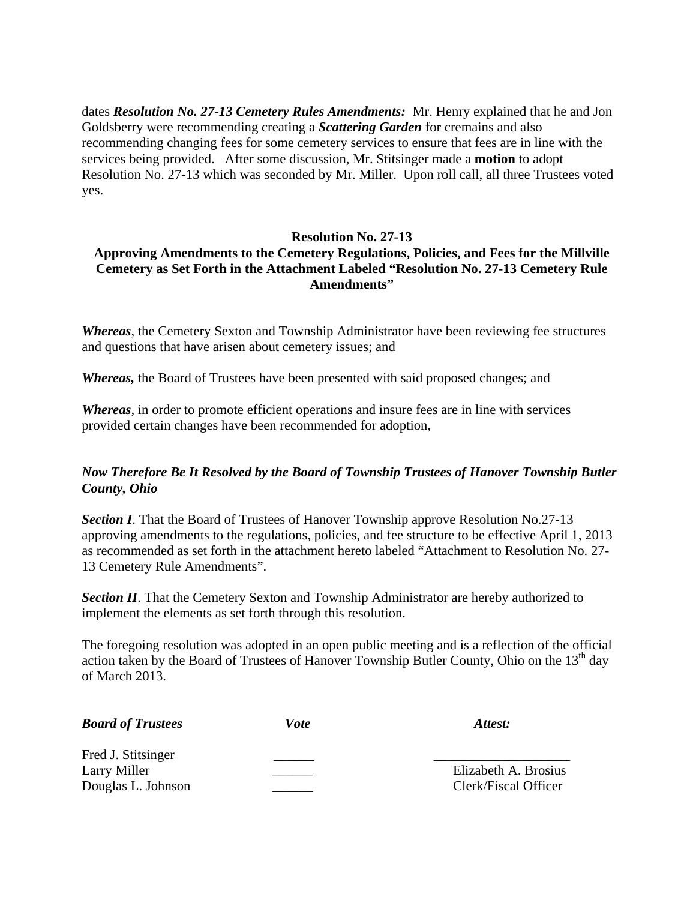dates ***Resolution No. 27-13 Cemetery Rules Amendments:*** Mr. Henry explained that he and Jon Goldsberry were recommending creating a ***Scattering Garden*** for cremains and also recommending changing fees for some cemetery services to ensure that fees are in line with the services being provided. After some discussion, Mr. Stitsinger made a **motion** to adopt Resolution No. 27-13 which was seconded by Mr. Miller. Upon roll call, all three Trustees voted yes.

**Resolution No. 27-13**
**Approving Amendments to the Cemetery Regulations, Policies, and Fees for the Millville Cemetery as Set Forth in the Attachment Labeled "Resolution No. 27-13 Cemetery Rule Amendments"**

***Whereas***, the Cemetery Sexton and Township Administrator have been reviewing fee structures and questions that have arisen about cemetery issues; and

***Whereas,*** the Board of Trustees have been presented with said proposed changes; and

***Whereas***, in order to promote efficient operations and insure fees are in line with services provided certain changes have been recommended for adoption,

***Now Therefore Be It Resolved by the Board of Township Trustees of Hanover Township Butler County, Ohio***

***Section I***. That the Board of Trustees of Hanover Township approve Resolution No.27-13 approving amendments to the regulations, policies, and fee structure to be effective April 1, 2013 as recommended as set forth in the attachment hereto labeled "Attachment to Resolution No. 27-13 Cemetery Rule Amendments".

***Section II***. That the Cemetery Sexton and Township Administrator are hereby authorized to implement the elements as set forth through this resolution.

The foregoing resolution was adopted in an open public meeting and is a reflection of the official action taken by the Board of Trustees of Hanover Township Butler County, Ohio on the 13th day of March 2013.

| ***Board of Trustees*** | ***Vote*** | ***Attest:*** |
|---|---|---|
| Fred J. Stitsinger | ______ | ____________________ |
| Larry Miller | ______ | Elizabeth A. Brosius |
| Douglas L. Johnson | ______ | Clerk/Fiscal Officer |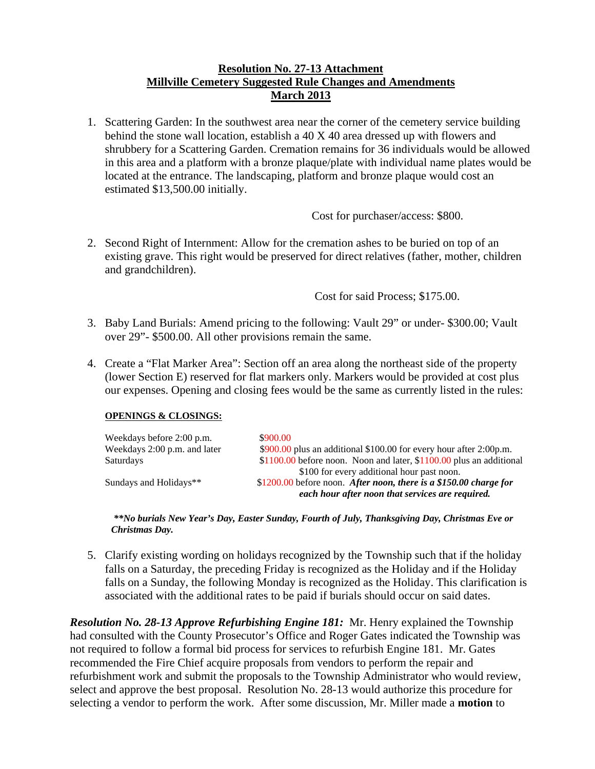## Resolution No. 27-13 Attachment
## Millville Cemetery Suggested Rule Changes and Amendments
## March 2013

1. Scattering Garden: In the southwest area near the corner of the cemetery service building behind the stone wall location, establish a 40 X 40 area dressed up with flowers and shrubbery for a Scattering Garden. Cremation remains for 36 individuals would be allowed in this area and a platform with a bronze plaque/plate with individual name plates would be located at the entrance. The landscaping, platform and bronze plaque would cost an estimated $13,500.00 initially.

   Cost for purchaser/access: $800.

2. Second Right of Internment: Allow for the cremation ashes to be buried on top of an existing grave. This right would be preserved for direct relatives (father, mother, children and grandchildren).

   Cost for said Process; $175.00.

3. Baby Land Burials: Amend pricing to the following: Vault 29" or under- $300.00; Vault over 29"- $500.00. All other provisions remain the same.

4. Create a "Flat Marker Area": Section off an area along the northeast side of the property (lower Section E) reserved for flat markers only. Markers would be provided at cost plus our expenses. Opening and closing fees would be the same as currently listed in the rules:

   **OPENINGS & CLOSINGS:**

   | | |
   |---|---|
   | Weekdays before 2:00 p.m. | $900.00 |
   | Weekdays 2:00 p.m. and later | $900.00 plus an additional $100.00 for every hour after 2:00p.m. |
   | Saturdays | $1100.00 before noon. Noon and later, $1100.00 plus an additional $100 for every additional hour past noon. |
   | Sundays and Holidays** | $1200.00 before noon. ***After noon, there is a $150.00 charge for each hour after noon that services are required.*** |

   ***\*\*No burials New Year's Day, Easter Sunday, Fourth of July, Thanksgiving Day, Christmas Eve or Christmas Day.***

5. Clarify existing wording on holidays recognized by the Township such that if the holiday falls on a Saturday, the preceding Friday is recognized as the Holiday and if the Holiday falls on a Sunday, the following Monday is recognized as the Holiday. This clarification is associated with the additional rates to be paid if burials should occur on said dates.

***Resolution No. 28-13 Approve Refurbishing Engine 181:*** Mr. Henry explained the Township had consulted with the County Prosecutor's Office and Roger Gates indicated the Township was not required to follow a formal bid process for services to refurbish Engine 181. Mr. Gates recommended the Fire Chief acquire proposals from vendors to perform the repair and refurbishment work and submit the proposals to the Township Administrator who would review, select and approve the best proposal. Resolution No. 28-13 would authorize this procedure for selecting a vendor to perform the work. After some discussion, Mr. Miller made a **motion** to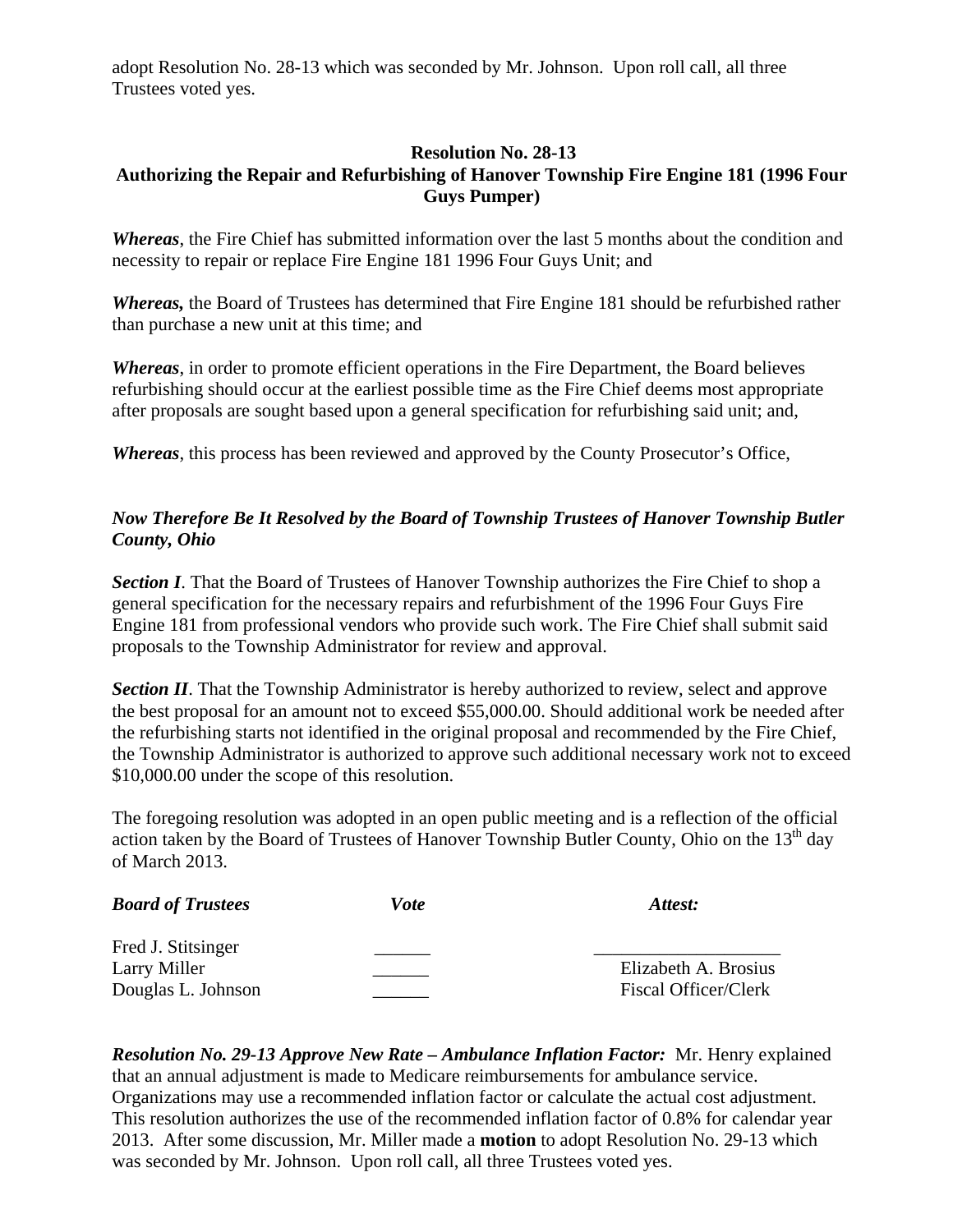adopt Resolution No. 28-13 which was seconded by Mr. Johnson. Upon roll call, all three Trustees voted yes.

**Resolution No. 28-13**
**Authorizing the Repair and Refurbishing of Hanover Township Fire Engine 181 (1996 Four Guys Pumper)**

***Whereas***, the Fire Chief has submitted information over the last 5 months about the condition and necessity to repair or replace Fire Engine 181 1996 Four Guys Unit; and

***Whereas,*** the Board of Trustees has determined that Fire Engine 181 should be refurbished rather than purchase a new unit at this time; and

***Whereas***, in order to promote efficient operations in the Fire Department, the Board believes refurbishing should occur at the earliest possible time as the Fire Chief deems most appropriate after proposals are sought based upon a general specification for refurbishing said unit; and,

***Whereas***, this process has been reviewed and approved by the County Prosecutor's Office,

***Now Therefore Be It Resolved by the Board of Township Trustees of Hanover Township Butler County, Ohio***

***Section I***. That the Board of Trustees of Hanover Township authorizes the Fire Chief to shop a general specification for the necessary repairs and refurbishment of the 1996 Four Guys Fire Engine 181 from professional vendors who provide such work. The Fire Chief shall submit said proposals to the Township Administrator for review and approval.

***Section II***. That the Township Administrator is hereby authorized to review, select and approve the best proposal for an amount not to exceed $55,000.00. Should additional work be needed after the refurbishing starts not identified in the original proposal and recommended by the Fire Chief, the Township Administrator is authorized to approve such additional necessary work not to exceed $10,000.00 under the scope of this resolution.

The foregoing resolution was adopted in an open public meeting and is a reflection of the official action taken by the Board of Trustees of Hanover Township Butler County, Ohio on the 13th day of March 2013.

| ***Board of Trustees*** | ***Vote*** | ***Attest:*** |
|---|---|---|
| Fred J. Stitsinger | ______ | ____________________ |
| Larry Miller | ______ | Elizabeth A. Brosius |
| Douglas L. Johnson | ______ | Fiscal Officer/Clerk |

***Resolution No. 29-13 Approve New Rate – Ambulance Inflation Factor:*** Mr. Henry explained that an annual adjustment is made to Medicare reimbursements for ambulance service. Organizations may use a recommended inflation factor or calculate the actual cost adjustment. This resolution authorizes the use of the recommended inflation factor of 0.8% for calendar year 2013. After some discussion, Mr. Miller made a **motion** to adopt Resolution No. 29-13 which was seconded by Mr. Johnson. Upon roll call, all three Trustees voted yes.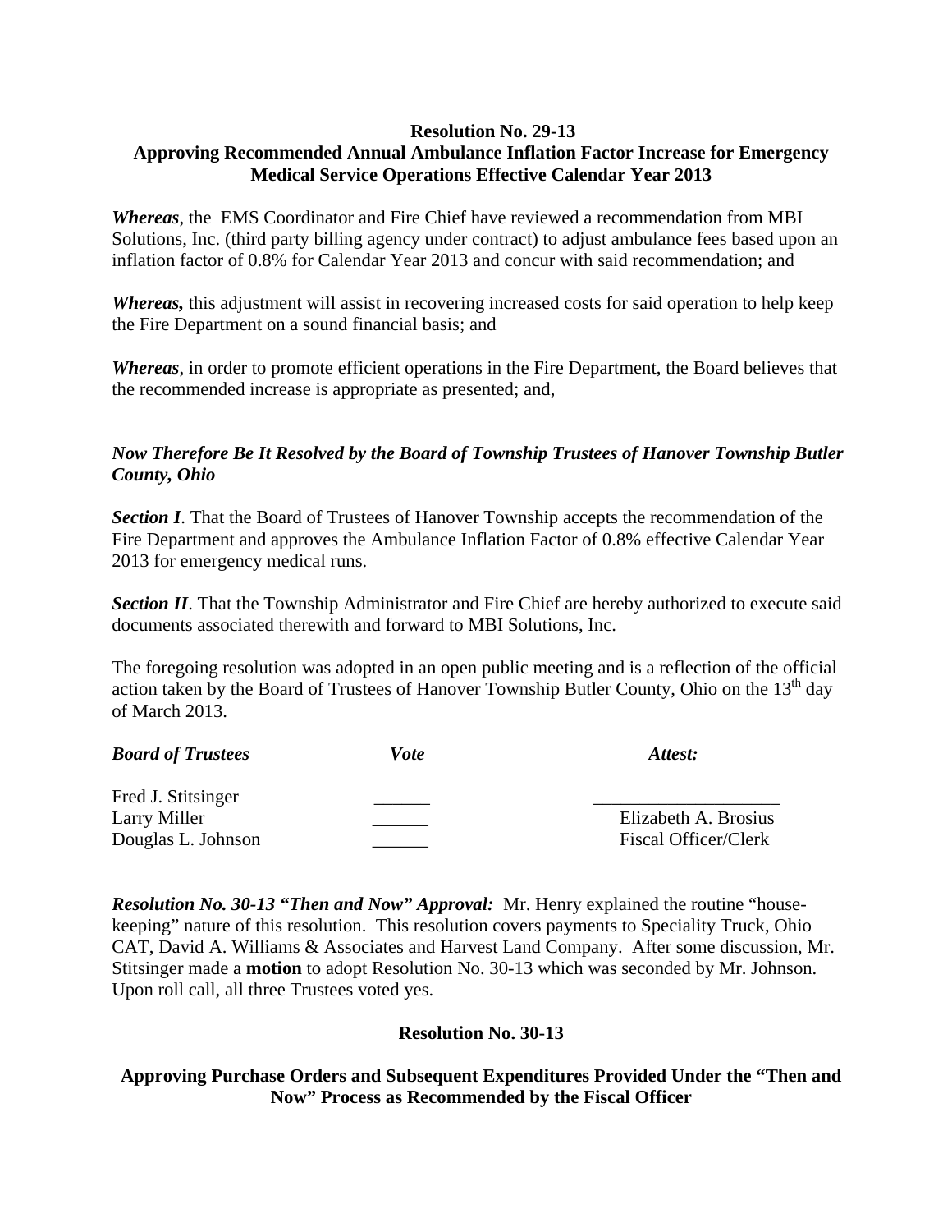**Resolution No. 29-13**
**Approving Recommended Annual Ambulance Inflation Factor Increase for Emergency Medical Service Operations Effective Calendar Year 2013**

***Whereas***, the EMS Coordinator and Fire Chief have reviewed a recommendation from MBI Solutions, Inc. (third party billing agency under contract) to adjust ambulance fees based upon an inflation factor of 0.8% for Calendar Year 2013 and concur with said recommendation; and

***Whereas,*** this adjustment will assist in recovering increased costs for said operation to help keep the Fire Department on a sound financial basis; and

***Whereas***, in order to promote efficient operations in the Fire Department, the Board believes that the recommended increase is appropriate as presented; and,

***Now Therefore Be It Resolved by the Board of Township Trustees of Hanover Township Butler County, Ohio***

***Section I***. That the Board of Trustees of Hanover Township accepts the recommendation of the Fire Department and approves the Ambulance Inflation Factor of 0.8% effective Calendar Year 2013 for emergency medical runs.

***Section II***. That the Township Administrator and Fire Chief are hereby authorized to execute said documents associated therewith and forward to MBI Solutions, Inc.

The foregoing resolution was adopted in an open public meeting and is a reflection of the official action taken by the Board of Trustees of Hanover Township Butler County, Ohio on the 13th day of March 2013.

| ***Board of Trustees*** | ***Vote*** | ***Attest:*** |
|---|---|---|
| Fred J. Stitsinger | ______ | ___________________ |
| Larry Miller | ______ | Elizabeth A. Brosius |
| Douglas L. Johnson | ______ | Fiscal Officer/Clerk |

***Resolution No. 30-13 "Then and Now" Approval:*** Mr. Henry explained the routine "house-keeping" nature of this resolution. This resolution covers payments to Speciality Truck, Ohio CAT, David A. Williams & Associates and Harvest Land Company. After some discussion, Mr. Stitsinger made a **motion** to adopt Resolution No. 30-13 which was seconded by Mr. Johnson. Upon roll call, all three Trustees voted yes.

**Resolution No. 30-13**

**Approving Purchase Orders and Subsequent Expenditures Provided Under the "Then and Now" Process as Recommended by the Fiscal Officer**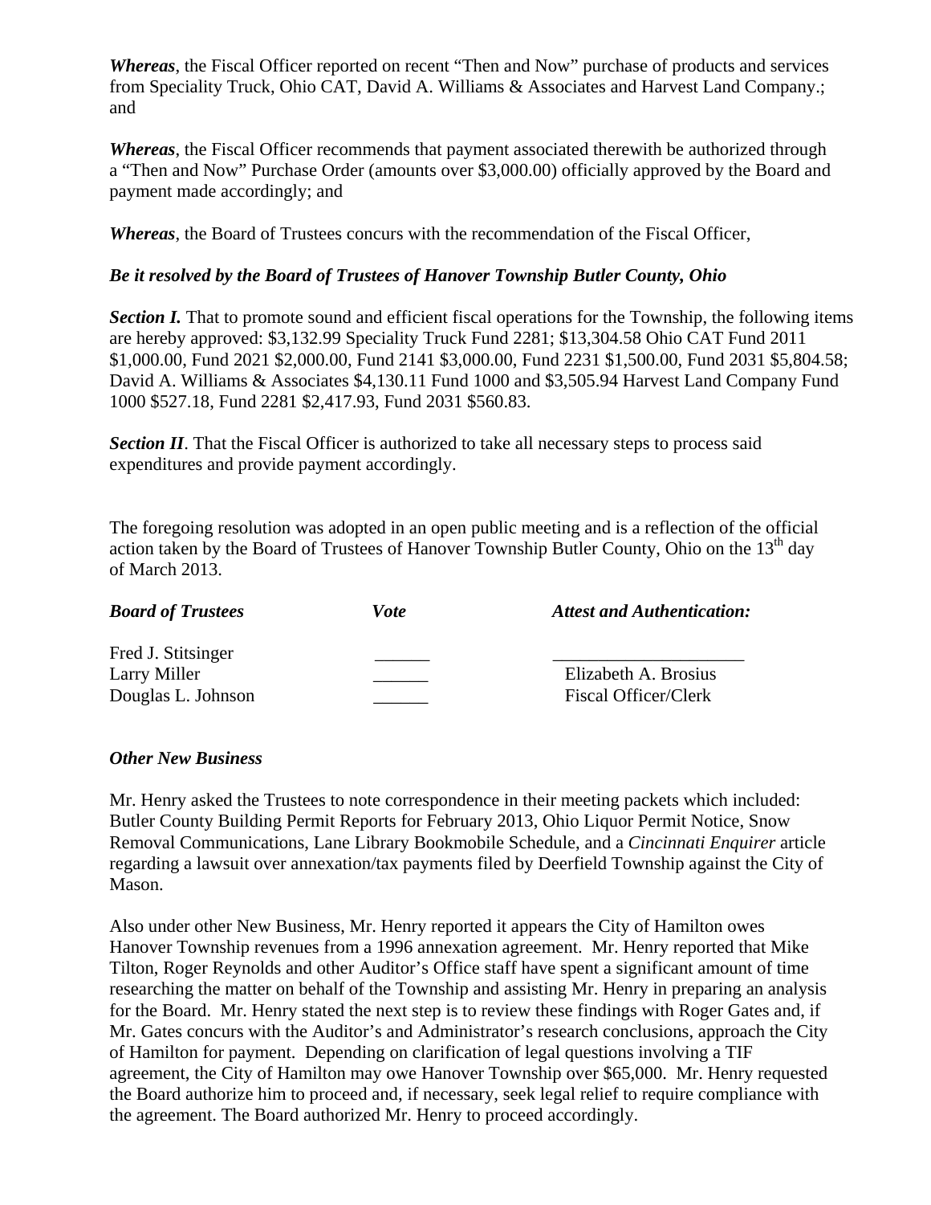*Whereas*, the Fiscal Officer reported on recent "Then and Now" purchase of products and services from Speciality Truck, Ohio CAT, David A. Williams & Associates and Harvest Land Company.; and

*Whereas*, the Fiscal Officer recommends that payment associated therewith be authorized through a "Then and Now" Purchase Order (amounts over $3,000.00) officially approved by the Board and payment made accordingly; and

*Whereas*, the Board of Trustees concurs with the recommendation of the Fiscal Officer,

***Be it resolved by the Board of Trustees of Hanover Township Butler County, Ohio***

***Section I.*** That to promote sound and efficient fiscal operations for the Township, the following items are hereby approved: $3,132.99 Speciality Truck Fund 2281; $13,304.58 Ohio CAT Fund 2011 $1,000.00, Fund 2021 $2,000.00, Fund 2141 $3,000.00, Fund 2231 $1,500.00, Fund 2031 $5,804.58; David A. Williams & Associates $4,130.11 Fund 1000 and $3,505.94 Harvest Land Company Fund 1000 $527.18, Fund 2281 $2,417.93, Fund 2031 $560.83.

***Section II***. That the Fiscal Officer is authorized to take all necessary steps to process said expenditures and provide payment accordingly.

The foregoing resolution was adopted in an open public meeting and is a reflection of the official action taken by the Board of Trustees of Hanover Township Butler County, Ohio on the 13th day of March 2013.

| ***Board of Trustees*** | ***Vote*** | ***Attest and Authentication:*** |
|---|---|---|
| Fred J. Stitsinger | ______ | ____________________ |
| Larry Miller | ______ | Elizabeth A. Brosius |
| Douglas L. Johnson | ______ | Fiscal Officer/Clerk |

***Other New Business***

Mr. Henry asked the Trustees to note correspondence in their meeting packets which included: Butler County Building Permit Reports for February 2013, Ohio Liquor Permit Notice, Snow Removal Communications, Lane Library Bookmobile Schedule, and a *Cincinnati Enquirer* article regarding a lawsuit over annexation/tax payments filed by Deerfield Township against the City of Mason.

Also under other New Business, Mr. Henry reported it appears the City of Hamilton owes Hanover Township revenues from a 1996 annexation agreement. Mr. Henry reported that Mike Tilton, Roger Reynolds and other Auditor's Office staff have spent a significant amount of time researching the matter on behalf of the Township and assisting Mr. Henry in preparing an analysis for the Board. Mr. Henry stated the next step is to review these findings with Roger Gates and, if Mr. Gates concurs with the Auditor's and Administrator's research conclusions, approach the City of Hamilton for payment. Depending on clarification of legal questions involving a TIF agreement, the City of Hamilton may owe Hanover Township over $65,000. Mr. Henry requested the Board authorize him to proceed and, if necessary, seek legal relief to require compliance with the agreement. The Board authorized Mr. Henry to proceed accordingly.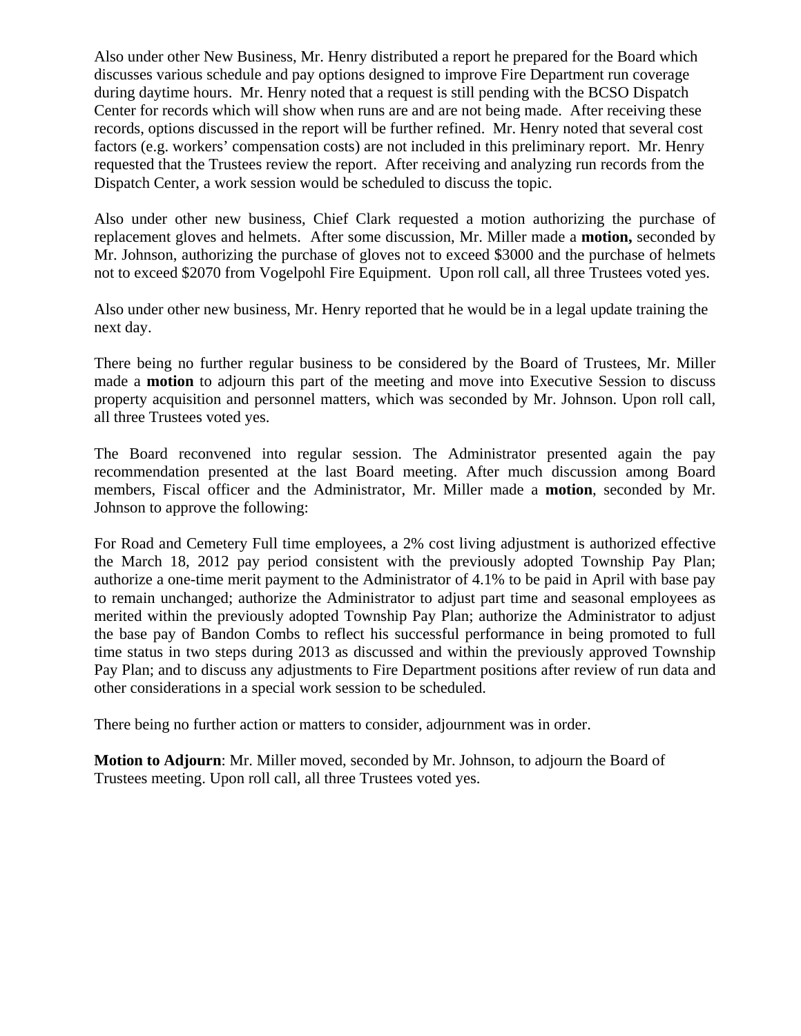Also under other New Business, Mr. Henry distributed a report he prepared for the Board which discusses various schedule and pay options designed to improve Fire Department run coverage during daytime hours. Mr. Henry noted that a request is still pending with the BCSO Dispatch Center for records which will show when runs are and are not being made. After receiving these records, options discussed in the report will be further refined. Mr. Henry noted that several cost factors (e.g. workers' compensation costs) are not included in this preliminary report. Mr. Henry requested that the Trustees review the report. After receiving and analyzing run records from the Dispatch Center, a work session would be scheduled to discuss the topic.

Also under other new business, Chief Clark requested a motion authorizing the purchase of replacement gloves and helmets. After some discussion, Mr. Miller made a **motion,** seconded by Mr. Johnson, authorizing the purchase of gloves not to exceed $3000 and the purchase of helmets not to exceed $2070 from Vogelpohl Fire Equipment. Upon roll call, all three Trustees voted yes.

Also under other new business, Mr. Henry reported that he would be in a legal update training the next day.

There being no further regular business to be considered by the Board of Trustees, Mr. Miller made a **motion** to adjourn this part of the meeting and move into Executive Session to discuss property acquisition and personnel matters, which was seconded by Mr. Johnson. Upon roll call, all three Trustees voted yes.

The Board reconvened into regular session. The Administrator presented again the pay recommendation presented at the last Board meeting. After much discussion among Board members, Fiscal officer and the Administrator, Mr. Miller made a **motion**, seconded by Mr. Johnson to approve the following:

For Road and Cemetery Full time employees, a 2% cost living adjustment is authorized effective the March 18, 2012 pay period consistent with the previously adopted Township Pay Plan; authorize a one-time merit payment to the Administrator of 4.1% to be paid in April with base pay to remain unchanged; authorize the Administrator to adjust part time and seasonal employees as merited within the previously adopted Township Pay Plan; authorize the Administrator to adjust the base pay of Bandon Combs to reflect his successful performance in being promoted to full time status in two steps during 2013 as discussed and within the previously approved Township Pay Plan; and to discuss any adjustments to Fire Department positions after review of run data and other considerations in a special work session to be scheduled.

There being no further action or matters to consider, adjournment was in order.

**Motion to Adjourn**: Mr. Miller moved, seconded by Mr. Johnson, to adjourn the Board of Trustees meeting. Upon roll call, all three Trustees voted yes.